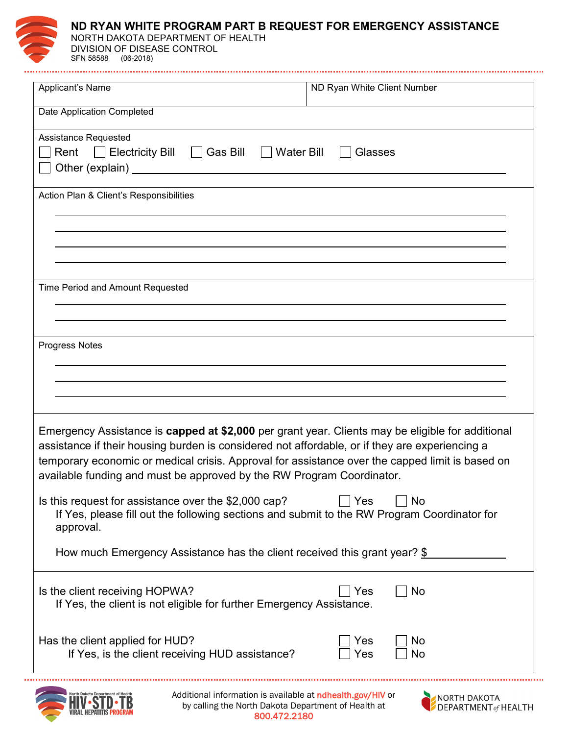# ND RYAN WHITE PROGRAM PART B REQUEST FOR EMERGENCY ASSISTANCE

NORTH DAKOTA DEPARTMENT OF HEALTH
DIVISION OF DISEASE CONTROL
SFN 58588 (06-2018)

| Applicant's Name | ND Ryan White Client Number |
|---|---|
| Date Application Completed | |

**Assistance Requested**

☐ Rent ☐ Electricity Bill ☐ Gas Bill ☐ Water Bill ☐ Glasses
☐ Other (explain) ______________________________

**Action Plan & Client's Responsibilities**

______________________________
______________________________
______________________________
______________________________

**Time Period and Amount Requested**

______________________________
______________________________

**Progress Notes**

______________________________
______________________________
______________________________

Emergency Assistance is **capped at $2,000** per grant year. Clients may be eligible for additional assistance if their housing burden is considered not affordable, or if they are experiencing a temporary economic or medical crisis. Approval for assistance over the capped limit is based on available funding and must be approved by the RW Program Coordinator.

Is this request for assistance over the $2,000 cap? ☐ Yes ☐ No
If Yes, please fill out the following sections and submit to the RW Program Coordinator for approval.

How much Emergency Assistance has the client received this grant year? $ __________

Is the client receiving HOPWA? ☐ Yes ☐ No
If Yes, the client is not eligible for further Emergency Assistance.

Has the client applied for HUD? ☐ Yes ☐ No
If Yes, is the client receiving HUD assistance? ☐ Yes ☐ No

Additional information is available at ndhealth.gov/HIV or by calling the North Dakota Department of Health at 800.472.2180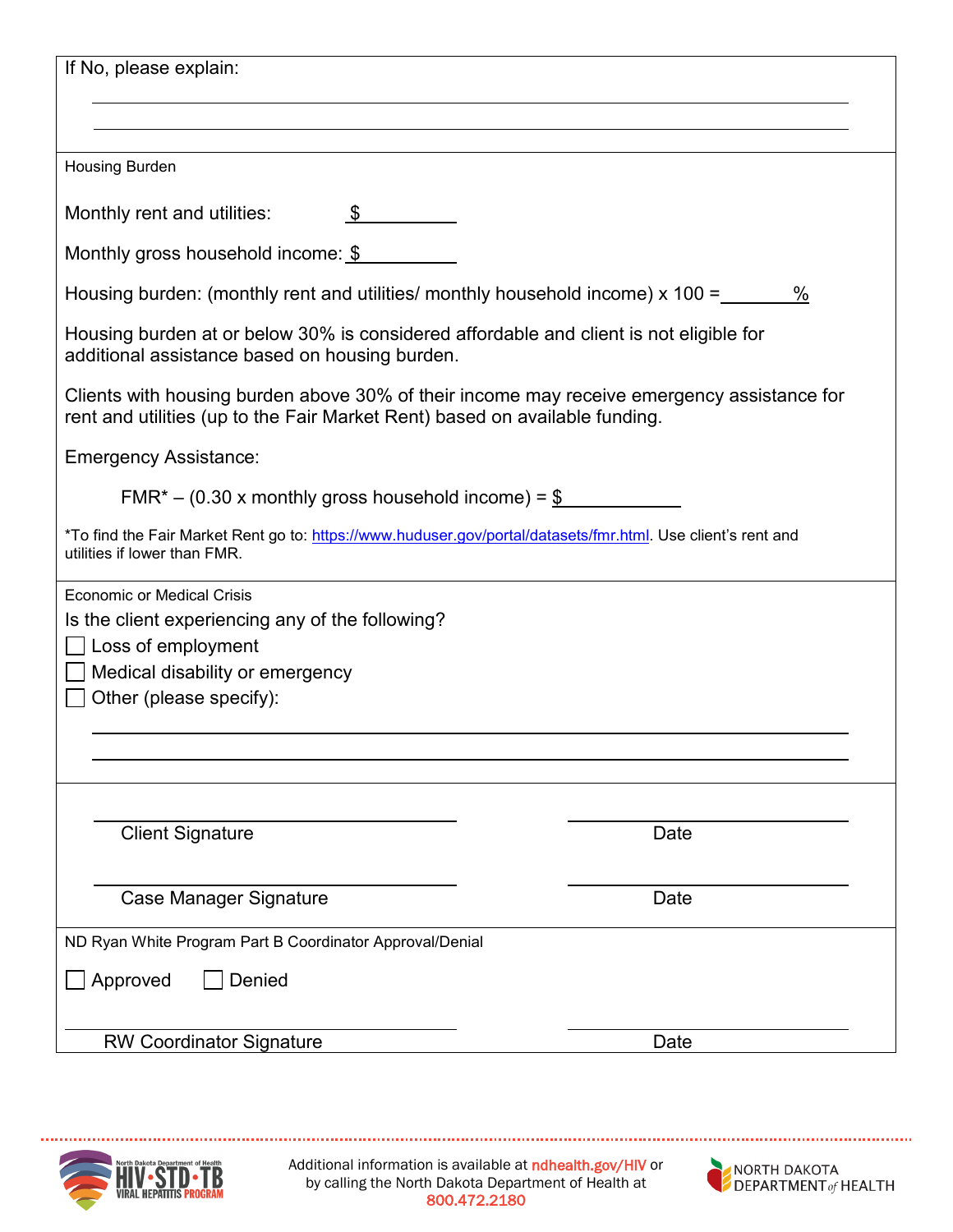If No, please explain:

\_\_\_\_\_\_\_\_\_\_\_\_\_\_\_\_\_\_\_\_\_\_\_\_\_\_\_\_\_\_\_\_\_\_\_\_\_\_\_\_\_\_\_\_\_\_\_\_\_\_\_\_\_\_\_\_\_\_\_\_

\_\_\_\_\_\_\_\_\_\_\_\_\_\_\_\_\_\_\_\_\_\_\_\_\_\_\_\_\_\_\_\_\_\_\_\_\_\_\_\_\_\_\_\_\_\_\_\_\_\_\_\_\_\_\_\_\_\_\_\_

Housing Burden

Monthly rent and utilities: $\_\_\_\_\_\_\_\_\_\_

Monthly gross household income: $\_\_\_\_\_\_\_\_\_\_

Housing burden: (monthly rent and utilities/ monthly household income) x 100 = \_\_\_\_\_\_\_\_ %

Housing burden at or below 30% is considered affordable and client is not eligible for additional assistance based on housing burden.

Clients with housing burden above 30% of their income may receive emergency assistance for rent and utilities (up to the Fair Market Rent) based on available funding.

Emergency Assistance:

FMR* – (0.30 x monthly gross household income) = $\_\_\_\_\_\_\_\_\_\_\_\_

*To find the Fair Market Rent go to: https://www.huduser.gov/portal/datasets/fmr.html. Use client's rent and utilities if lower than FMR.

Economic or Medical Crisis

Is the client experiencing any of the following?

- ☐ Loss of employment
- ☐ Medical disability or emergency
- ☐ Other (please specify):

\_\_\_\_\_\_\_\_\_\_\_\_\_\_\_\_\_\_\_\_\_\_\_\_\_\_\_\_\_\_\_\_\_\_\_\_\_\_\_\_\_\_\_\_\_\_\_\_\_\_\_\_\_\_\_\_\_\_\_\_

\_\_\_\_\_\_\_\_\_\_\_\_\_\_\_\_\_\_\_\_\_\_\_\_\_\_\_\_\_\_\_\_\_\_\_\_\_\_\_\_\_\_\_\_\_\_\_\_\_\_\_\_\_\_\_\_\_\_\_\_

\_\_\_\_\_\_\_\_\_\_\_\_\_\_\_\_\_\_\_\_\_\_\_\_\_\_\_\_\_\_ \_\_\_\_\_\_\_\_\_\_\_\_\_\_\_\_\_\_\_\_

Client Signature Date

\_\_\_\_\_\_\_\_\_\_\_\_\_\_\_\_\_\_\_\_\_\_\_\_\_\_\_\_\_\_ \_\_\_\_\_\_\_\_\_\_\_\_\_\_\_\_\_\_\_\_

Case Manager Signature Date

ND Ryan White Program Part B Coordinator Approval/Denial

☐ Approved ☐ Denied

\_\_\_\_\_\_\_\_\_\_\_\_\_\_\_\_\_\_\_\_\_\_\_\_\_\_\_\_\_\_ \_\_\_\_\_\_\_\_\_\_\_\_\_\_\_\_\_\_\_\_

RW Coordinator Signature Date

North Dakota Department of Health HIV•STD•TB VIRAL HEPATITIS PROGRAM

Additional information is available at ndhealth.gov/HIV or by calling the North Dakota Department of Health at 800.472.2180

NORTH DAKOTA DEPARTMENT of HEALTH